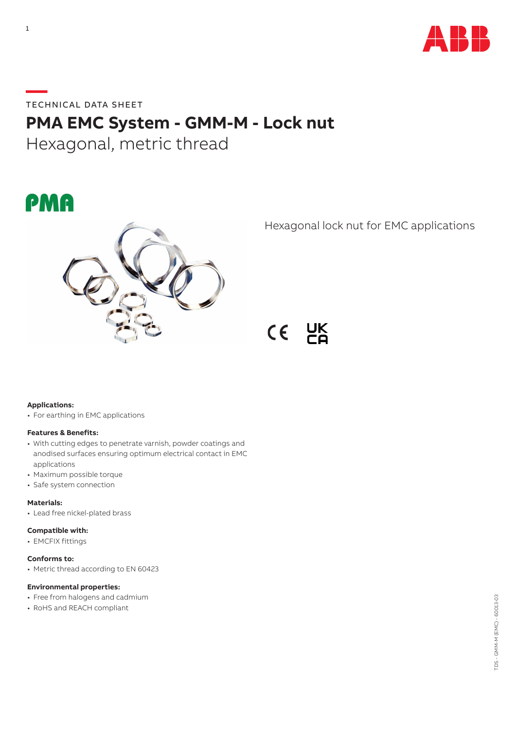TECHNICAL DATA SHEET

# PMA EMC System - GMM-M - Lock nut

## Hexagonal, metric thread

Hexagonal lock nut for EMC applications

**Applications:**

- For earthing in EMC applications

**Features & Benefits:**

- With cutting edges to penetrate varnish, powder coatings and anodised surfaces ensuring optimum electrical contact in EMC applications
- Maximum possible torque
- Safe system connection

**Materials:**

- Lead free nickel-plated brass

**Compatible with:**

- EMCFIX fittings

**Conforms to:**

- Metric thread according to EN 60423

**Environmental properties:**

- Free from halogens and cadmium
- RoHS and REACH compliant

TDS - GMM-M (EMC) - 60013-03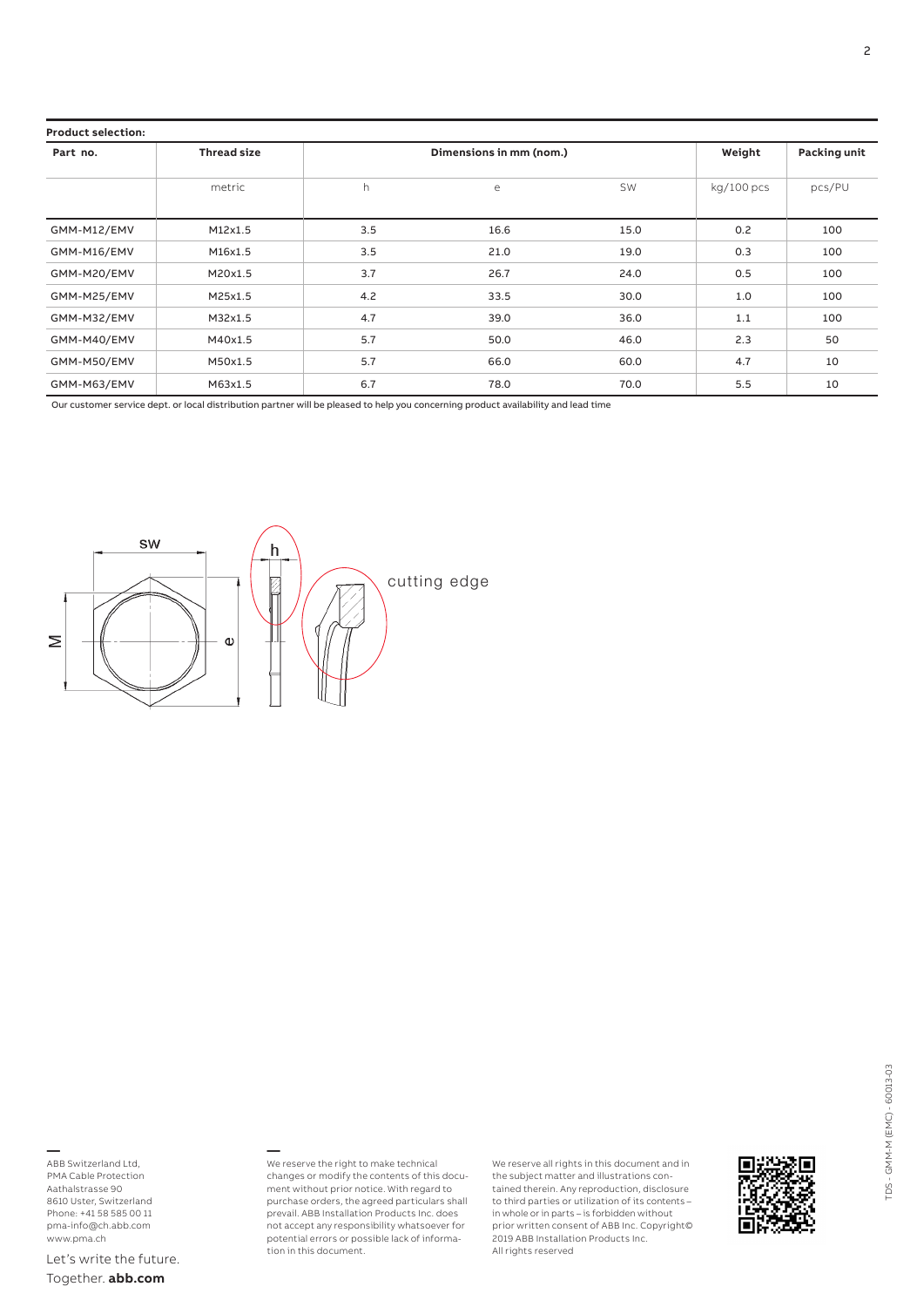**Product selection:**

| Part no. | Thread size | Dimensions in mm (nom.) | | | Weight | Packing unit |
|---|---|---|---|---|---|---|
| | metric | h | e | SW | kg/100 pcs | pcs/PU |
| GMM-M12/EMV | M12x1.5 | 3.5 | 16.6 | 15.0 | 0.2 | 100 |
| GMM-M16/EMV | M16x1.5 | 3.5 | 21.0 | 19.0 | 0.3 | 100 |
| GMM-M20/EMV | M20x1.5 | 3.7 | 26.7 | 24.0 | 0.5 | 100 |
| GMM-M25/EMV | M25x1.5 | 4.2 | 33.5 | 30.0 | 1.0 | 100 |
| GMM-M32/EMV | M32x1.5 | 4.7 | 39.0 | 36.0 | 1.1 | 100 |
| GMM-M40/EMV | M40x1.5 | 5.7 | 50.0 | 46.0 | 2.3 | 50 |
| GMM-M50/EMV | M50x1.5 | 5.7 | 66.0 | 60.0 | 4.7 | 10 |
| GMM-M63/EMV | M63x1.5 | 6.7 | 78.0 | 70.0 | 5.5 | 10 |

Our customer service dept. or local distribution partner will be pleased to help you concerning product availability and lead time

SW

h

M

e

cutting edge

ABB Switzerland Ltd,
PMA Cable Protection
Aathalstrasse 90
8610 Uster, Switzerland
Phone: +41 58 585 00 11
pma-info@ch.abb.com
www.pma.ch

Let's write the future.
Together. **abb.com**

We reserve the right to make technical changes or modify the contents of this document without prior notice. With regard to purchase orders, the agreed particulars shall prevail. ABB Installation Products Inc. does not accept any responsibility whatsoever for potential errors or possible lack of information in this document.

We reserve all rights in this document and in the subject matter and illustrations contained therein. Any reproduction, disclosure to third parties or utilization of its contents – in whole or in parts – is forbidden without prior written consent of ABB Inc. Copyright© 2019 ABB Installation Products Inc. All rights reserved

TDS - GMM-M (EMC) - 60013-03